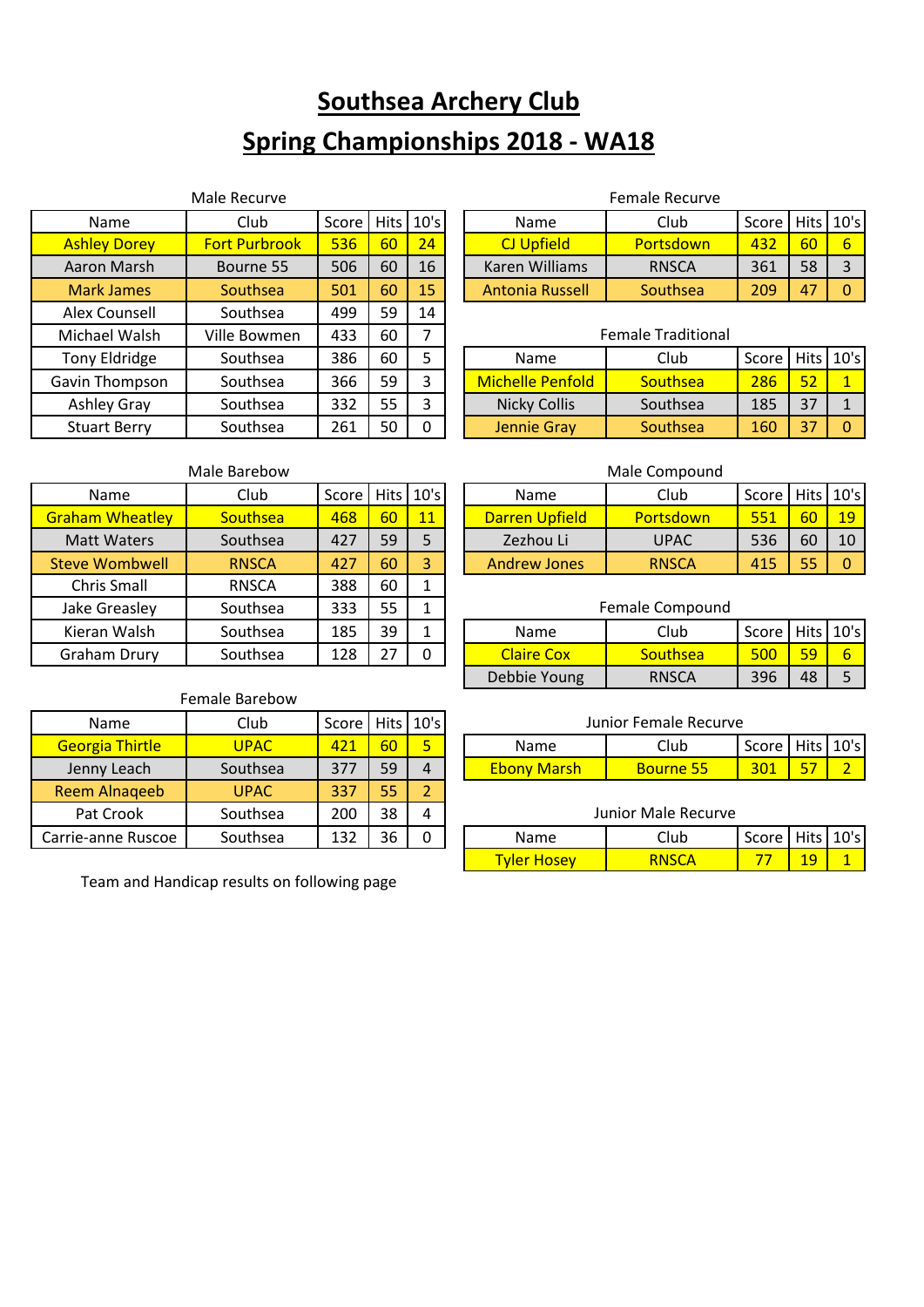# Southsea Archery Club

## Spring Championships 2018 - WA18

### Male Recurve

| Name | Club | Score | Hits | 10's |
|---|---|---|---|---|
| Ashley Dorey | Fort Purbrook | 536 | 60 | 24 |
| Aaron Marsh | Bourne 55 | 506 | 60 | 16 |
| Mark James | Southsea | 501 | 60 | 15 |
| Alex Counsell | Southsea | 499 | 59 | 14 |
| Michael Walsh | Ville Bowmen | 433 | 60 | 7 |
| Tony Eldridge | Southsea | 386 | 60 | 5 |
| Gavin Thompson | Southsea | 366 | 59 | 3 |
| Ashley Gray | Southsea | 332 | 55 | 3 |
| Stuart Berry | Southsea | 261 | 50 | 0 |

### Female Recurve

| Name | Club | Score | Hits | 10's |
|---|---|---|---|---|
| CJ Upfield | Portsdown | 432 | 60 | 6 |
| Karen Williams | RNSCA | 361 | 58 | 3 |
| Antonia Russell | Southsea | 209 | 47 | 0 |

### Female Traditional

| Name | Club | Score | Hits | 10's |
|---|---|---|---|---|
| Michelle Penfold | Southsea | 286 | 52 | 1 |
| Nicky Collis | Southsea | 185 | 37 | 1 |
| Jennie Gray | Southsea | 160 | 37 | 0 |

### Male Barebow

| Name | Club | Score | Hits | 10's |
|---|---|---|---|---|
| Graham Wheatley | Southsea | 468 | 60 | 11 |
| Matt Waters | Southsea | 427 | 59 | 5 |
| Steve Wombwell | RNSCA | 427 | 60 | 3 |
| Chris Small | RNSCA | 388 | 60 | 1 |
| Jake Greasley | Southsea | 333 | 55 | 1 |
| Kieran Walsh | Southsea | 185 | 39 | 1 |
| Graham Drury | Southsea | 128 | 27 | 0 |

### Male Compound

| Name | Club | Score | Hits | 10's |
|---|---|---|---|---|
| Darren Upfield | Portsdown | 551 | 60 | 19 |
| Zezhou Li | UPAC | 536 | 60 | 10 |
| Andrew Jones | RNSCA | 415 | 55 | 0 |

### Female Compound

| Name | Club | Score | Hits | 10's |
|---|---|---|---|---|
| Claire Cox | Southsea | 500 | 59 | 6 |
| Debbie Young | RNSCA | 396 | 48 | 5 |

### Female Barebow

| Name | Club | Score | Hits | 10's |
|---|---|---|---|---|
| Georgia Thirtle | UPAC | 421 | 60 | 5 |
| Jenny Leach | Southsea | 377 | 59 | 4 |
| Reem Alnaqeeb | UPAC | 337 | 55 | 2 |
| Pat Crook | Southsea | 200 | 38 | 4 |
| Carrie-anne Ruscoe | Southsea | 132 | 36 | 0 |

### Junior Female Recurve

| Name | Club | Score | Hits | 10's |
|---|---|---|---|---|
| Ebony Marsh | Bourne 55 | 301 | 57 | 2 |

### Junior Male Recurve

| Name | Club | Score | Hits | 10's |
|---|---|---|---|---|
| Tyler Hosey | RNSCA | 77 | 19 | 1 |

Team and Handicap results on following page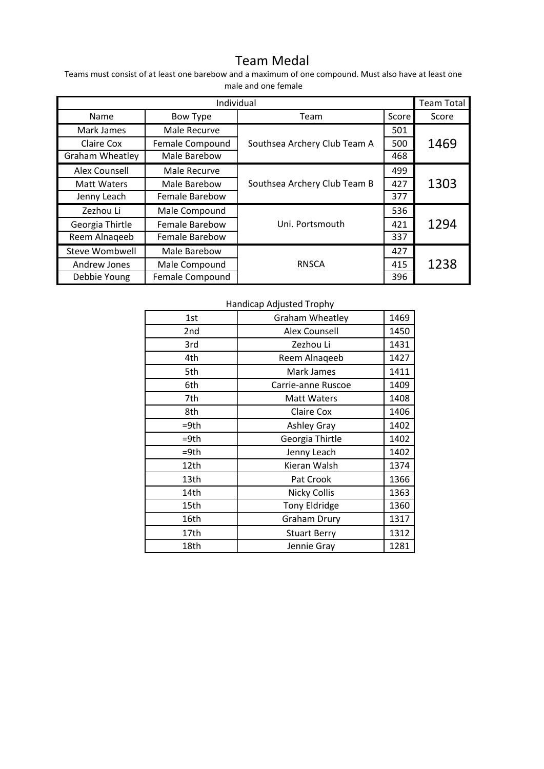# Team Medal

Teams must consist of at least one barebow and a maximum of one compound. Must also have at least one male and one female

| Individual | | | | Team Total |
|---|---|---|---|---|
| Name | Bow Type | Team | Score | Score |
| Mark James | Male Recurve | Southsea Archery Club Team A | 501 | 1469 |
| Claire Cox | Female Compound | | 500 | |
| Graham Wheatley | Male Barebow | | 468 | |
| Alex Counsell | Male Recurve | Southsea Archery Club Team B | 499 | 1303 |
| Matt Waters | Male Barebow | | 427 | |
| Jenny Leach | Female Barebow | | 377 | |
| Zezhou Li | Male Compound | Uni. Portsmouth | 536 | 1294 |
| Georgia Thirtle | Female Barebow | | 421 | |
| Reem Alnaqeeb | Female Barebow | | 337 | |
| Steve Wombwell | Male Barebow | RNSCA | 427 | 1238 |
| Andrew Jones | Male Compound | | 415 | |
| Debbie Young | Female Compound | | 396 | |

Handicap Adjusted Trophy

| | | |
|---|---|---|
| 1st | Graham Wheatley | 1469 |
| 2nd | Alex Counsell | 1450 |
| 3rd | Zezhou Li | 1431 |
| 4th | Reem Alnaqeeb | 1427 |
| 5th | Mark James | 1411 |
| 6th | Carrie-anne Ruscoe | 1409 |
| 7th | Matt Waters | 1408 |
| 8th | Claire Cox | 1406 |
| =9th | Ashley Gray | 1402 |
| =9th | Georgia Thirtle | 1402 |
| =9th | Jenny Leach | 1402 |
| 12th | Kieran Walsh | 1374 |
| 13th | Pat Crook | 1366 |
| 14th | Nicky Collis | 1363 |
| 15th | Tony Eldridge | 1360 |
| 16th | Graham Drury | 1317 |
| 17th | Stuart Berry | 1312 |
| 18th | Jennie Gray | 1281 |